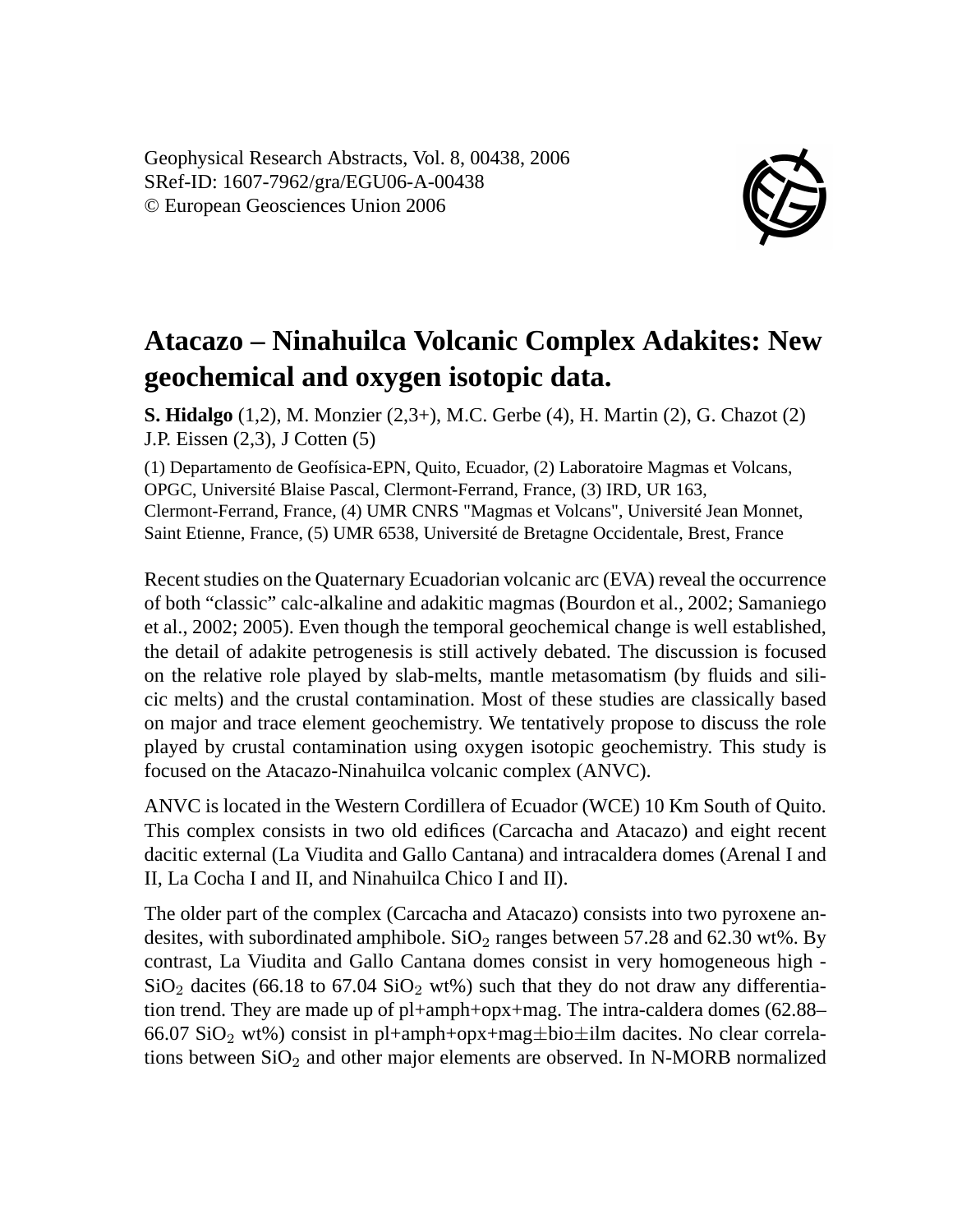Geophysical Research Abstracts, Vol. 8, 00438, 2006

SRef-ID: 1607-7962/gra/EGU06-A-00438

© European Geosciences Union 2006

# Atacazo – Ninahuilca Volcanic Complex Adakites: New geochemical and oxygen isotopic data.

**S. Hidalgo** (1,2), M. Monzier (2,3+), M.C. Gerbe (4), H. Martin (2), G. Chazot (2) J.P. Eissen (2,3), J Cotten (5)

(1) Departamento de Geofísica-EPN, Quito, Ecuador, (2) Laboratoire Magmas et Volcans, OPGC, Université Blaise Pascal, Clermont-Ferrand, France, (3) IRD, UR 163, Clermont-Ferrand, France, (4) UMR CNRS "Magmas et Volcans", Université Jean Monnet, Saint Etienne, France, (5) UMR 6538, Université de Bretagne Occidentale, Brest, France

Recent studies on the Quaternary Ecuadorian volcanic arc (EVA) reveal the occurrence of both "classic" calc-alkaline and adakitic magmas (Bourdon et al., 2002; Samaniego et al., 2002; 2005). Even though the temporal geochemical change is well established, the detail of adakite petrogenesis is still actively debated. The discussion is focused on the relative role played by slab-melts, mantle metasomatism (by fluids and silicic melts) and the crustal contamination. Most of these studies are classically based on major and trace element geochemistry. We tentatively propose to discuss the role played by crustal contamination using oxygen isotopic geochemistry. This study is focused on the Atacazo-Ninahuilca volcanic complex (ANVC).

ANVC is located in the Western Cordillera of Ecuador (WCE) 10 Km South of Quito. This complex consists in two old edifices (Carcacha and Atacazo) and eight recent dacitic external (La Viudita and Gallo Cantana) and intracaldera domes (Arenal I and II, La Cocha I and II, and Ninahuilca Chico I and II).

The older part of the complex (Carcacha and Atacazo) consists into two pyroxene andesites, with subordinated amphibole. $SiO_2$ ranges between 57.28 and 62.30 wt%. By contrast, La Viudita and Gallo Cantana domes consist in very homogeneous high - $SiO_2$ dacites (66.18 to 67.04 $SiO_2$ wt%) such that they do not draw any differentiation trend. They are made up of pl+amph+opx+mag. The intra-caldera domes (62.88–66.07 $SiO_2$ wt%) consist in pl+amph+opx+mag±bio±ilm dacites. No clear correlations between $SiO_2$ and other major elements are observed. In N-MORB normalized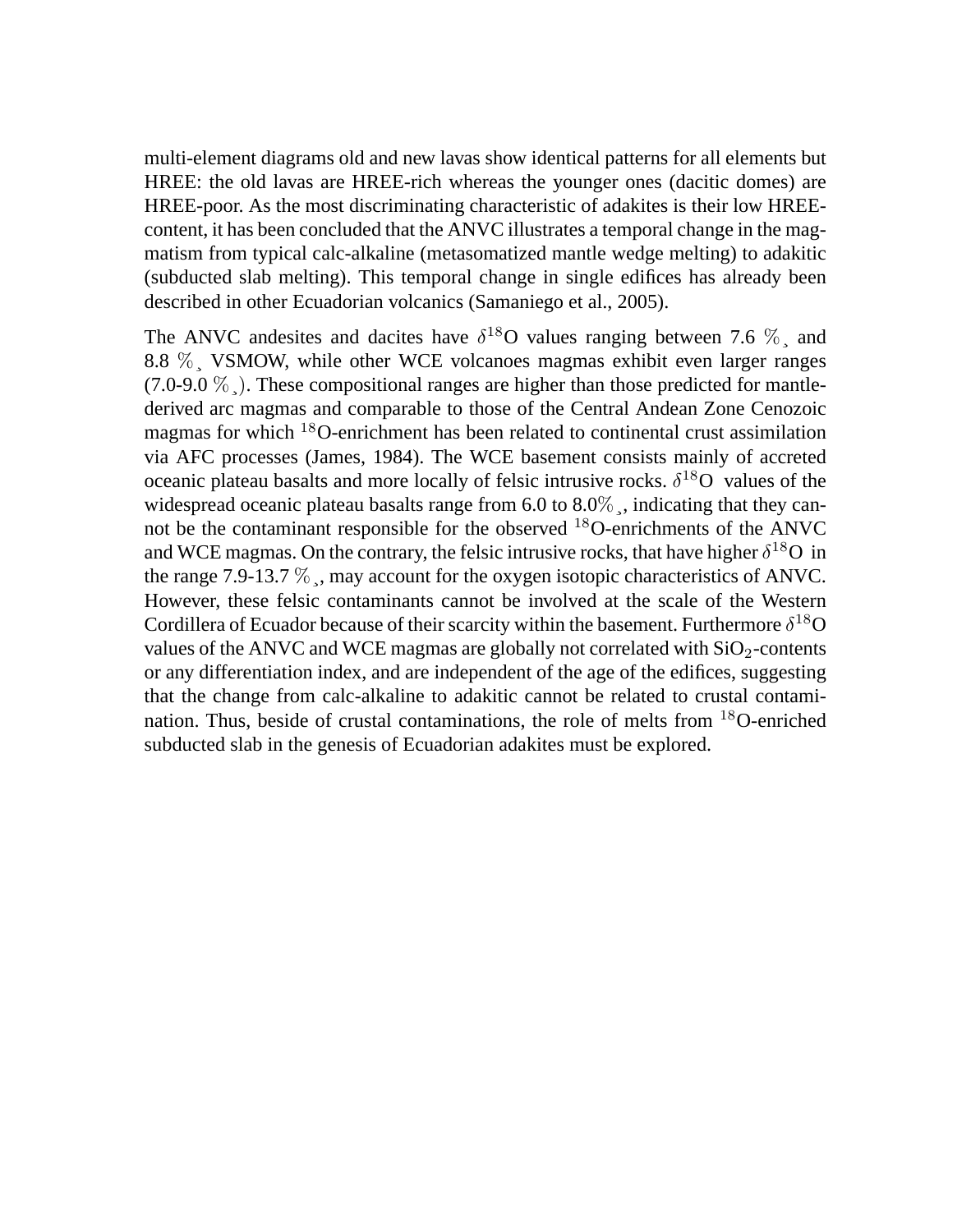multi-element diagrams old and new lavas show identical patterns for all elements but HREE: the old lavas are HREE-rich whereas the younger ones (dacitic domes) are HREE-poor. As the most discriminating characteristic of adakites is their low HREE-content, it has been concluded that the ANVC illustrates a temporal change in the magmatism from typical calc-alkaline (metasomatized mantle wedge melting) to adakitic (subducted slab melting). This temporal change in single edifices has already been described in other Ecuadorian volcanics (Samaniego et al., 2005).

The ANVC andesites and dacites have $\delta^{18}O$ values ranging between 7.6 ‰ and 8.8 ‰ VSMOW, while other WCE volcanoes magmas exhibit even larger ranges (7.0-9.0 ‰). These compositional ranges are higher than those predicted for mantle-derived arc magmas and comparable to those of the Central Andean Zone Cenozoic magmas for which $^{18}O$-enrichment has been related to continental crust assimilation via AFC processes (James, 1984). The WCE basement consists mainly of accreted oceanic plateau basalts and more locally of felsic intrusive rocks. $\delta^{18}O$ values of the widespread oceanic plateau basalts range from 6.0 to 8.0‰, indicating that they cannot be the contaminant responsible for the observed $^{18}O$-enrichments of the ANVC and WCE magmas. On the contrary, the felsic intrusive rocks, that have higher $\delta^{18}O$ in the range 7.9-13.7 ‰, may account for the oxygen isotopic characteristics of ANVC. However, these felsic contaminants cannot be involved at the scale of the Western Cordillera of Ecuador because of their scarcity within the basement. Furthermore $\delta^{18}O$ values of the ANVC and WCE magmas are globally not correlated with $SiO_2$-contents or any differentiation index, and are independent of the age of the edifices, suggesting that the change from calc-alkaline to adakitic cannot be related to crustal contamination. Thus, beside of crustal contaminations, the role of melts from $^{18}O$-enriched subducted slab in the genesis of Ecuadorian adakites must be explored.